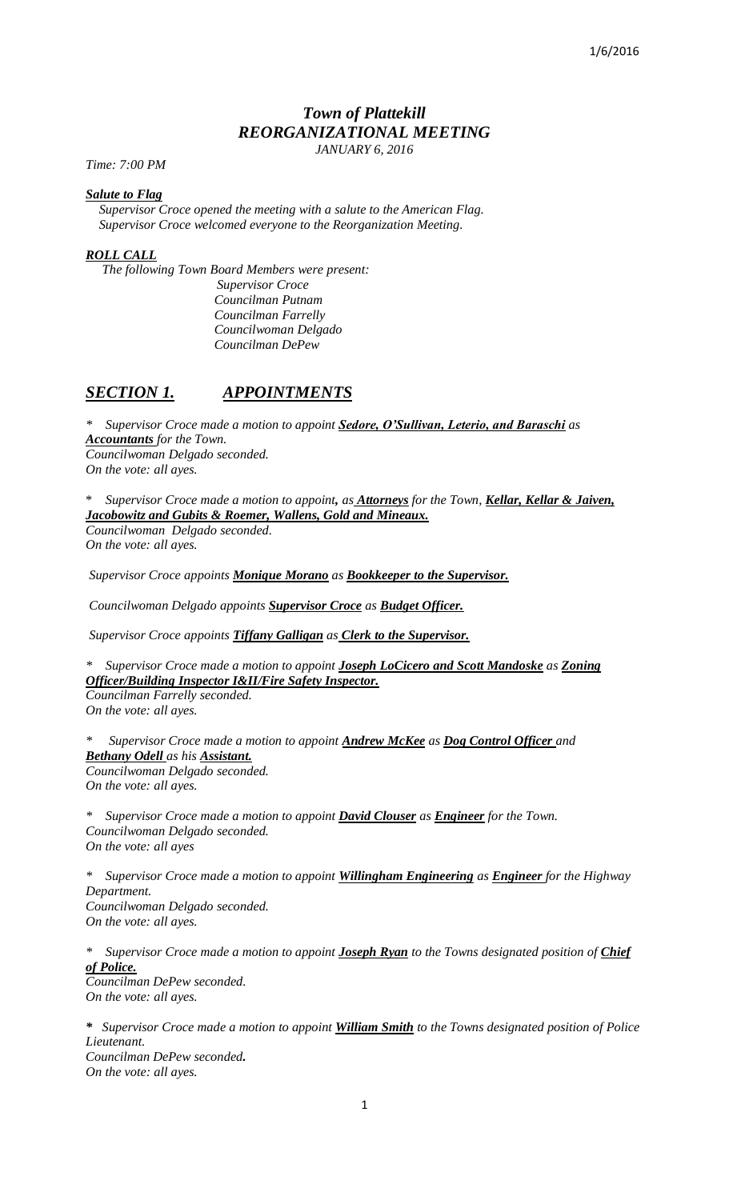# *Town of Plattekill*
## *REORGANIZATIONAL MEETING*
*JANUARY 6, 2016*

*Time: 7:00 PM*

***Salute to Flag***

*Supervisor Croce opened the meeting with a salute to the American Flag.*
*Supervisor Croce welcomed everyone to the Reorganization Meeting.*

***ROLL CALL***

*The following Town Board Members were present:*

*Supervisor Croce*
*Councilman Putnam*
*Councilman Farrelly*
*Councilwoman Delgado*
*Councilman DePew*

## ***SECTION 1. APPOINTMENTS***

\* *Supervisor Croce made a motion to appoint **Sedore, O'Sullivan, Leterio, and Baraschi** as **Accountants** for the Town.*
*Councilwoman Delgado seconded.*
*On the vote: all ayes.*

\* *Supervisor Croce made a motion to appoint, as **Attorneys** for the Town, **Kellar, Kellar & Jaiven, Jacobowitz and Gubits & Roemer, Wallens, Gold and Mineaux.***
*Councilwoman Delgado seconded.*
*On the vote: all ayes.*

*Supervisor Croce appoints **Monique Morano** as **Bookkeeper to the Supervisor.***

*Councilwoman Delgado appoints **Supervisor Croce** as **Budget Officer.***

*Supervisor Croce appoints **Tiffany Galligan** as **Clerk to the Supervisor.***

\* *Supervisor Croce made a motion to appoint **Joseph LoCicero and Scott Mandoske** as **Zoning Officer/Building Inspector I&II/Fire Safety Inspector.***
*Councilman Farrelly seconded.*
*On the vote: all ayes.*

\* *Supervisor Croce made a motion to appoint **Andrew McKee** as **Dog Control Officer** and **Bethany Odell** as his **Assistant.***
*Councilwoman Delgado seconded.*
*On the vote: all ayes.*

\* *Supervisor Croce made a motion to appoint **David Clouser** as **Engineer** for the Town.*
*Councilwoman Delgado seconded.*
*On the vote: all ayes*

\* *Supervisor Croce made a motion to appoint **Willingham Engineering** as **Engineer** for the Highway Department.*
*Councilwoman Delgado seconded.*
*On the vote: all ayes.*

\* *Supervisor Croce made a motion to appoint **Joseph Ryan** to the Towns designated position of **Chief of Police.***
*Councilman DePew seconded.*
*On the vote: all ayes.*

\* *Supervisor Croce made a motion to appoint **William Smith** to the Towns designated position of Police Lieutenant.*
*Councilman DePew seconded.*
*On the vote: all ayes.*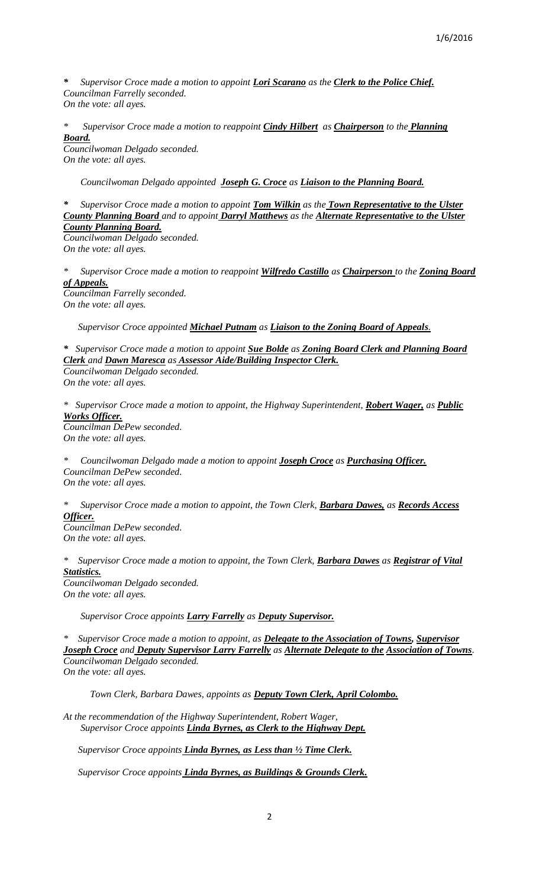*\*   Supervisor Croce made a motion to appoint **Lori Scarano** as the **Clerk to the Police Chief.***
*Councilman Farrelly seconded.*
*On the vote: all ayes.*

*\*   Supervisor Croce made a motion to reappoint **Cindy Hilbert** as **Chairperson** to the **Planning Board.***
*Councilwoman Delgado seconded.*
*On the vote: all ayes.*

*Councilwoman Delgado appointed **Joseph G. Croce** as **Liaison to the Planning Board.***

*\*   Supervisor Croce made a motion to appoint **Tom Wilkin** as the **Town Representative to the Ulster County Planning Board** and to appoint **Darryl Matthews** as the **Alternate Representative to the Ulster County Planning Board.***
*Councilwoman Delgado seconded.*
*On the vote: all ayes.*

*\*   Supervisor Croce made a motion to reappoint **Wilfredo Castillo** as **Chairperson** to the **Zoning Board of Appeals.***
*Councilman Farrelly seconded.*
*On the vote: all ayes.*

*Supervisor Croce appointed **Michael Putnam** as **Liaison to the Zoning Board of Appeals**.*

*\*   Supervisor Croce made a motion to appoint **Sue Bolde** as **Zoning Board Clerk and Planning Board Clerk** and **Dawn Maresca** as **Assessor Aide/Building Inspector Clerk.***
*Councilwoman Delgado seconded.*
*On the vote: all ayes.*

*\*   Supervisor Croce made a motion to appoint, the Highway Superintendent, **Robert Wager,** as **Public Works Officer.***
*Councilman DePew seconded.*
*On the vote: all ayes.*

*\*   Councilwoman Delgado made a motion to appoint **Joseph Croce** as **Purchasing Officer.***
*Councilman DePew seconded.*
*On the vote: all ayes.*

*\*   Supervisor Croce made a motion to appoint, the Town Clerk, **Barbara Dawes,** as **Records Access Officer.***
*Councilman DePew seconded.*
*On the vote: all ayes.*

*\*   Supervisor Croce made a motion to appoint, the Town Clerk, **Barbara Dawes** as **Registrar of Vital Statistics.***
*Councilwoman Delgado seconded.*
*On the vote: all ayes.*

*Supervisor Croce appoints **Larry Farrelly** as **Deputy Supervisor.***

*\*   Supervisor Croce made a motion to appoint, as **Delegate to the Association of Towns, Supervisor Joseph Croce** and **Deputy Supervisor Larry Farrelly** as **Alternate Delegate to the Association of Towns**.*
*Councilwoman Delgado seconded.*
*On the vote: all ayes.*

*Town Clerk, Barbara Dawes, appoints as **Deputy Town Clerk, April Colombo.***

*At the recommendation of the Highway Superintendent, Robert Wager,*
*Supervisor Croce appoints **Linda Byrnes, as Clerk to the Highway Dept.***

*Supervisor Croce appoints **Linda Byrnes, as Less than ½ Time Clerk.***

*Supervisor Croce appoints **Linda Byrnes, as Buildings & Grounds Clerk.***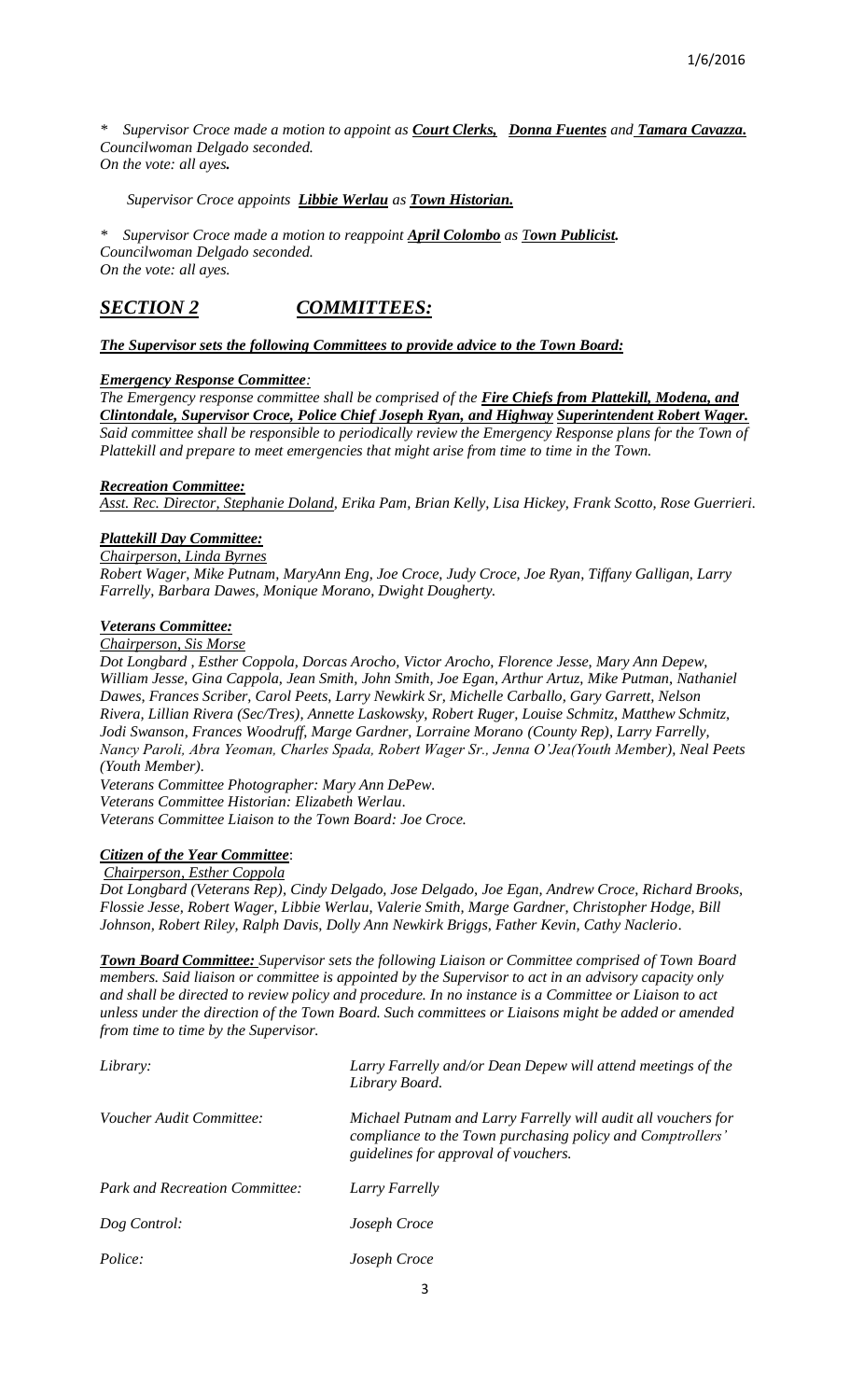*\* Supervisor Croce made a motion to appoint as **Court Clerks, Donna Fuentes** and **Tamara Cavazza.***
*Councilwoman Delgado seconded.*
*On the vote: all ayes.*

*Supervisor Croce appoints **Libbie Werlau** as **Town Historian.***

*\* Supervisor Croce made a motion to reappoint **April Colombo** as **Town Publicist.***
*Councilwoman Delgado seconded.*
*On the vote: all ayes.*

## *SECTION 2 COMMITTEES:*

***The Supervisor sets the following Committees to provide advice to the Town Board:***

***Emergency Response Committee:***

*The Emergency response committee shall be comprised of the **Fire Chiefs from Plattekill, Modena, and Clintondale, Supervisor Croce, Police Chief Joseph Ryan, and Highway Superintendent Robert Wager.** Said committee shall be responsible to periodically review the Emergency Response plans for the Town of Plattekill and prepare to meet emergencies that might arise from time to time in the Town.*

***Recreation Committee:***

*Asst. Rec. Director, Stephanie Doland, Erika Pam, Brian Kelly, Lisa Hickey, Frank Scotto, Rose Guerrieri.*

***Plattekill Day Committee:***

*Chairperson, Linda Byrnes*
*Robert Wager, Mike Putnam, MaryAnn Eng, Joe Croce, Judy Croce, Joe Ryan, Tiffany Galligan, Larry Farrelly, Barbara Dawes, Monique Morano, Dwight Dougherty.*

***Veterans Committee:***

*Chairperson, Sis Morse*
*Dot Longbard , Esther Coppola, Dorcas Arocho, Victor Arocho, Florence Jesse, Mary Ann Depew, William Jesse, Gina Cappola, Jean Smith, John Smith, Joe Egan, Arthur Artuz, Mike Putman, Nathaniel Dawes, Frances Scriber, Carol Peets, Larry Newkirk Sr, Michelle Carballo, Gary Garrett, Nelson Rivera, Lillian Rivera (Sec/Tres), Annette Laskowsky, Robert Ruger, Louise Schmitz, Matthew Schmitz, Jodi Swanson, Frances Woodruff, Marge Gardner, Lorraine Morano (County Rep), Larry Farrelly, Nancy Paroli, Abra Yeoman, Charles Spada, Robert Wager Sr., Jenna O'Jea(Youth Member), Neal Peets (Youth Member).*
*Veterans Committee Photographer: Mary Ann DePew.*
*Veterans Committee Historian: Elizabeth Werlau.*
*Veterans Committee Liaison to the Town Board: Joe Croce.*

***Citizen of the Year Committee:***

*Chairperson, Esther Coppola*
*Dot Longbard (Veterans Rep), Cindy Delgado, Jose Delgado, Joe Egan, Andrew Croce, Richard Brooks, Flossie Jesse, Robert Wager, Libbie Werlau, Valerie Smith, Marge Gardner, Christopher Hodge, Bill Johnson, Robert Riley, Ralph Davis, Dolly Ann Newkirk Briggs, Father Kevin, Cathy Naclerio.*

***Town Board Committee:** Supervisor sets the following Liaison or Committee comprised of Town Board members. Said liaison or committee is appointed by the Supervisor to act in an advisory capacity only and shall be directed to review policy and procedure. In no instance is a Committee or Liaison to act unless under the direction of the Town Board. Such committees or Liaisons might be added or amended from time to time by the Supervisor.*

| | |
|---|---|
| *Library:* | *Larry Farrelly and/or Dean Depew will attend meetings of the Library Board.* |
| *Voucher Audit Committee:* | *Michael Putnam and Larry Farrelly will audit all vouchers for compliance to the Town purchasing policy and Comptrollers' guidelines for approval of vouchers.* |
| *Park and Recreation Committee:* | *Larry Farrelly* |
| *Dog Control:* | *Joseph Croce* |
| *Police:* | *Joseph Croce* |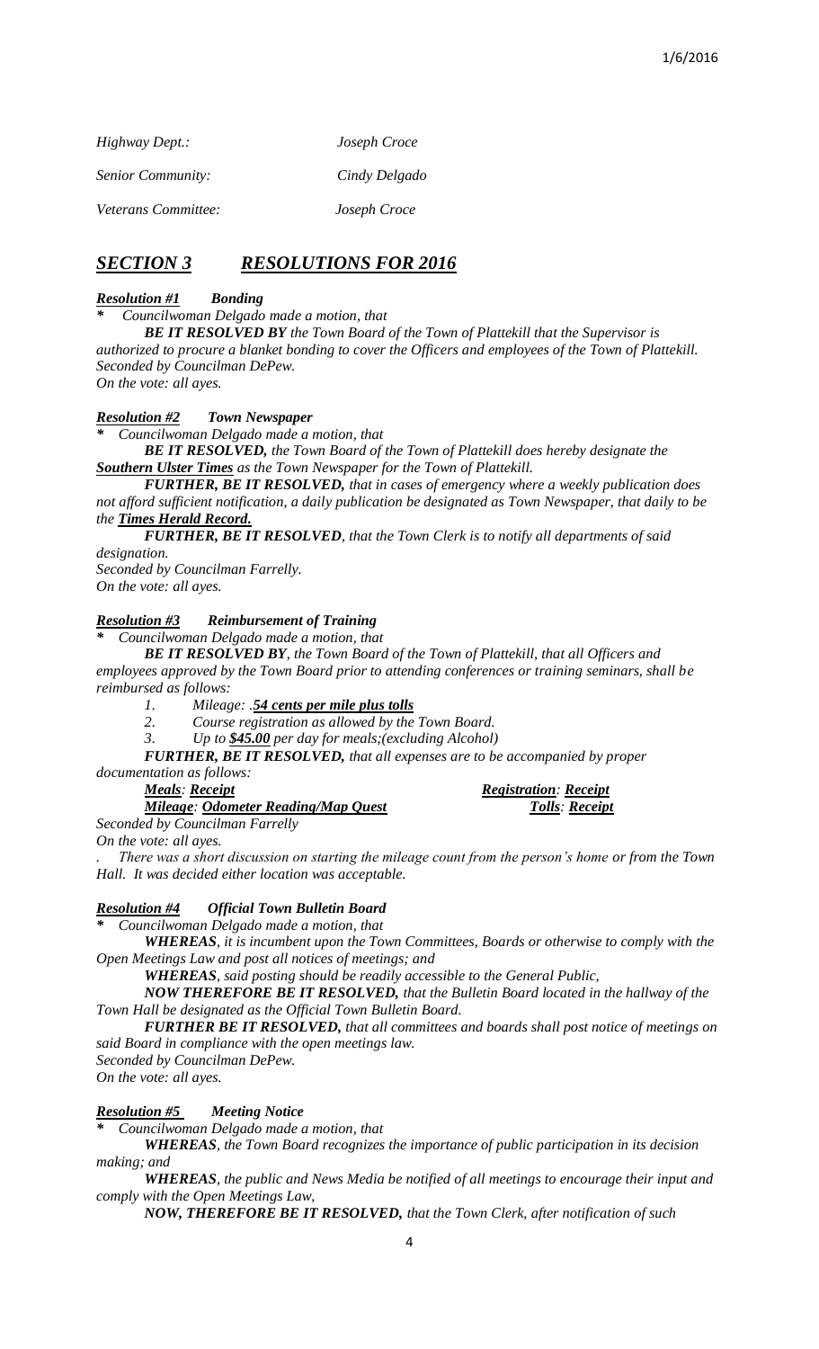| | |
|---|---|
| *Highway Dept.:* | *Joseph Croce* |
| *Senior Community:* | *Cindy Delgado* |
| *Veterans Committee:* | *Joseph Croce* |

## ***SECTION 3 RESOLUTIONS FOR 2016***

***Resolution #1 Bonding***

*\* Councilwoman Delgado made a motion, that*

***BE IT RESOLVED BY*** *the Town Board of the Town of Plattekill that the Supervisor is authorized to procure a blanket bonding to cover the Officers and employees of the Town of Plattekill.*
*Seconded by Councilman DePew.*
*On the vote: all ayes.*

***Resolution #2 Town Newspaper***

*\* Councilwoman Delgado made a motion, that*

***BE IT RESOLVED,*** *the Town Board of the Town of Plattekill does hereby designate the* ***Southern Ulster Times*** *as the Town Newspaper for the Town of Plattekill.*

***FURTHER, BE IT RESOLVED,*** *that in cases of emergency where a weekly publication does not afford sufficient notification, a daily publication be designated as Town Newspaper, that daily to be the* ***Times Herald Record.***

***FURTHER, BE IT RESOLVED****, that the Town Clerk is to notify all departments of said designation.*
*Seconded by Councilman Farrelly.*
*On the vote: all ayes.*

***Resolution #3 Reimbursement of Training***

*\* Councilwoman Delgado made a motion, that*

***BE IT RESOLVED BY****, the Town Board of the Town of Plattekill, that all Officers and employees approved by the Town Board prior to attending conferences or training seminars, shall be reimbursed as follows:*

1. *Mileage: .**54 cents per mile plus tolls***
2. *Course registration as allowed by the Town Board.*
3. *Up to **$45.00** per day for meals;(excluding Alcohol)*

***FURTHER, BE IT RESOLVED,*** *that all expenses are to be accompanied by proper documentation as follows:*

***Meals****:* ***Receipt*** ***Registration****:* ***Receipt***
***Mileage****:* ***Odometer Reading/Map Quest*** ***Tolls****:* ***Receipt***

*Seconded by Councilman Farrelly*
*On the vote: all ayes.*

*. There was a short discussion on starting the mileage count from the person's home or from the Town Hall. It was decided either location was acceptable.*

***Resolution #4 Official Town Bulletin Board***

*\* Councilwoman Delgado made a motion, that*

***WHEREAS****, it is incumbent upon the Town Committees, Boards or otherwise to comply with the Open Meetings Law and post all notices of meetings; and*

***WHEREAS****, said posting should be readily accessible to the General Public,*

***NOW THEREFORE BE IT RESOLVED,*** *that the Bulletin Board located in the hallway of the Town Hall be designated as the Official Town Bulletin Board.*

***FURTHER BE IT RESOLVED,*** *that all committees and boards shall post notice of meetings on said Board in compliance with the open meetings law.*
*Seconded by Councilman DePew.*
*On the vote: all ayes.*

***Resolution #5 Meeting Notice***

*\* Councilwoman Delgado made a motion, that*

***WHEREAS****, the Town Board recognizes the importance of public participation in its decision making; and*

***WHEREAS****, the public and News Media be notified of all meetings to encourage their input and comply with the Open Meetings Law,*

***NOW, THEREFORE BE IT RESOLVED,*** *that the Town Clerk, after notification of such*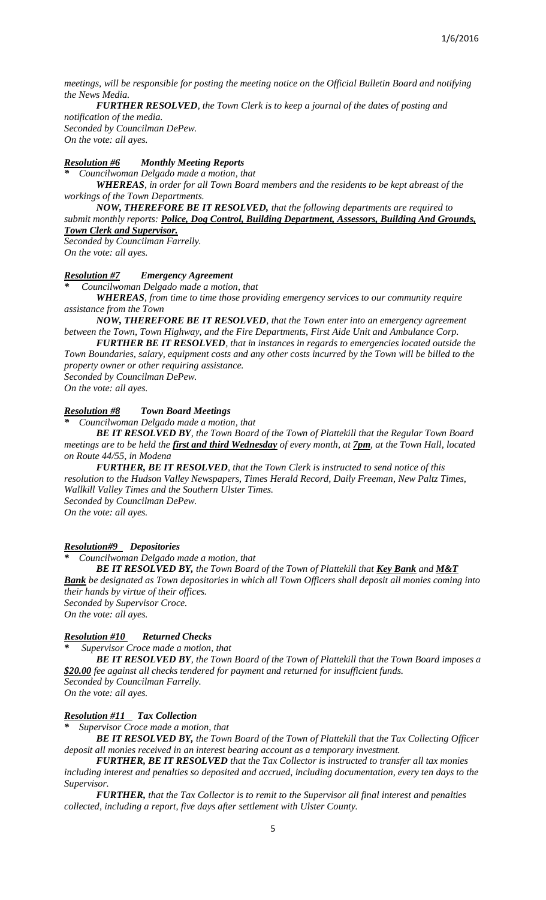*meetings, will be responsible for posting the meeting notice on the Official Bulletin Board and notifying the News Media.*

***FURTHER RESOLVED****, the Town Clerk is to keep a journal of the dates of posting and notification of the media.*
*Seconded by Councilman DePew.*
*On the vote: all ayes.*

***Resolution #6 Monthly Meeting Reports***

* *Councilwoman Delgado made a motion, that*

***WHEREAS****, in order for all Town Board members and the residents to be kept abreast of the workings of the Town Departments.*

***NOW, THEREFORE BE IT RESOLVED,*** *that the following departments are required to submit monthly reports:* ***Police, Dog Control, Building Department, Assessors, Building And Grounds, Town Clerk and Supervisor.***
*Seconded by Councilman Farrelly.*
*On the vote: all ayes.*

***Resolution #7 Emergency Agreement***

* *Councilwoman Delgado made a motion, that*

***WHEREAS****, from time to time those providing emergency services to our community require assistance from the Town*

***NOW, THEREFORE BE IT RESOLVED****, that the Town enter into an emergency agreement between the Town, Town Highway, and the Fire Departments, First Aide Unit and Ambulance Corp.*

***FURTHER BE IT RESOLVED****, that in instances in regards to emergencies located outside the Town Boundaries, salary, equipment costs and any other costs incurred by the Town will be billed to the property owner or other requiring assistance.*
*Seconded by Councilman DePew.*
*On the vote: all ayes.*

***Resolution #8 Town Board Meetings***

* *Councilwoman Delgado made a motion, that*

***BE IT RESOLVED BY****, the Town Board of the Town of Plattekill that the Regular Town Board meetings are to be held the* ***first and third Wednesday*** *of every month, at* ***7pm****, at the Town Hall, located on Route 44/55, in Modena*

***FURTHER, BE IT RESOLVED****, that the Town Clerk is instructed to send notice of this resolution to the Hudson Valley Newspapers, Times Herald Record, Daily Freeman, New Paltz Times, Wallkill Valley Times and the Southern Ulster Times.*
*Seconded by Councilman DePew.*
*On the vote: all ayes.*

***Resolution#9 Depositories***

* *Councilwoman Delgado made a motion, that*

***BE IT RESOLVED BY,*** *the Town Board of the Town of Plattekill that* ***Key Bank*** *and* ***M&T Bank*** *be designated as Town depositories in which all Town Officers shall deposit all monies coming into their hands by virtue of their offices.*
*Seconded by Supervisor Croce.*
*On the vote: all ayes.*

***Resolution #10 Returned Checks***

* *Supervisor Croce made a motion, that*

***BE IT RESOLVED BY****, the Town Board of the Town of Plattekill that the Town Board imposes a* ***$20.00*** *fee against all checks tendered for payment and returned for insufficient funds.*
*Seconded by Councilman Farrelly.*
*On the vote: all ayes.*

***Resolution #11 Tax Collection***

* *Supervisor Croce made a motion, that*

***BE IT RESOLVED BY,*** *the Town Board of the Town of Plattekill that the Tax Collecting Officer deposit all monies received in an interest bearing account as a temporary investment.*

***FURTHER, BE IT RESOLVED*** *that the Tax Collector is instructed to transfer all tax monies including interest and penalties so deposited and accrued, including documentation, every ten days to the Supervisor.*

***FURTHER,*** *that the Tax Collector is to remit to the Supervisor all final interest and penalties collected, including a report, five days after settlement with Ulster County.*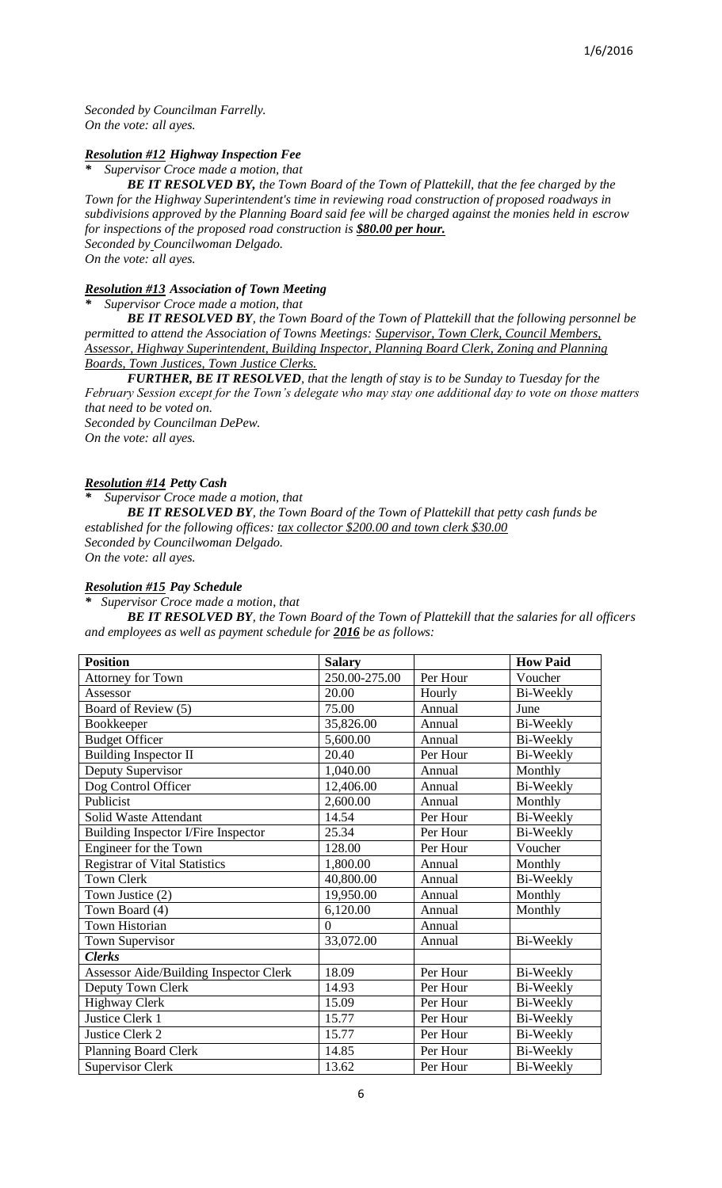*Seconded by Councilman Farrelly.*
*On the vote: all ayes.*

### ***Resolution #12 Highway Inspection Fee***

*\* Supervisor Croce made a motion, that*

***BE IT RESOLVED BY,*** *the Town Board of the Town of Plattekill, that the fee charged by the Town for the Highway Superintendent's time in reviewing road construction of proposed roadways in subdivisions approved by the Planning Board said fee will be charged against the monies held in escrow for inspections of the proposed road construction is* ***$80.00 per hour.***
*Seconded by Councilwoman Delgado.*
*On the vote: all ayes.*

### ***Resolution #13 Association of Town Meeting***

*\* Supervisor Croce made a motion, that*

***BE IT RESOLVED BY****, the Town Board of the Town of Plattekill that the following personnel be permitted to attend the Association of Towns Meetings: Supervisor, Town Clerk, Council Members, Assessor, Highway Superintendent, Building Inspector, Planning Board Clerk, Zoning and Planning Boards, Town Justices, Town Justice Clerks.*

***FURTHER, BE IT RESOLVED****, that the length of stay is to be Sunday to Tuesday for the February Session except for the Town's delegate who may stay one additional day to vote on those matters that need to be voted on.*
*Seconded by Councilman DePew.*
*On the vote: all ayes.*

### ***Resolution #14 Petty Cash***

*\* Supervisor Croce made a motion, that*

***BE IT RESOLVED BY****, the Town Board of the Town of Plattekill that petty cash funds be established for the following offices: tax collector $200.00 and town clerk $30.00*
*Seconded by Councilwoman Delgado.*
*On the vote: all ayes.*

### ***Resolution #15 Pay Schedule***

*\* Supervisor Croce made a motion, that*

***BE IT RESOLVED BY****, the Town Board of the Town of Plattekill that the salaries for all officers and employees as well as payment schedule for* ***2016*** *be as follows:*

| Position | Salary | | How Paid |
|---|---|---|---|
| Attorney for Town | 250.00-275.00 | Per Hour | Voucher |
| Assessor | 20.00 | Hourly | Bi-Weekly |
| Board of Review (5) | 75.00 | Annual | June |
| Bookkeeper | 35,826.00 | Annual | Bi-Weekly |
| Budget Officer | 5,600.00 | Annual | Bi-Weekly |
| Building Inspector II | 20.40 | Per Hour | Bi-Weekly |
| Deputy Supervisor | 1,040.00 | Annual | Monthly |
| Dog Control Officer | 12,406.00 | Annual | Bi-Weekly |
| Publicist | 2,600.00 | Annual | Monthly |
| Solid Waste Attendant | 14.54 | Per Hour | Bi-Weekly |
| Building Inspector I/Fire Inspector | 25.34 | Per Hour | Bi-Weekly |
| Engineer for the Town | 128.00 | Per Hour | Voucher |
| Registrar of Vital Statistics | 1,800.00 | Annual | Monthly |
| Town Clerk | 40,800.00 | Annual | Bi-Weekly |
| Town Justice (2) | 19,950.00 | Annual | Monthly |
| Town Board (4) | 6,120.00 | Annual | Monthly |
| Town Historian | 0 | Annual | |
| Town Supervisor | 33,072.00 | Annual | Bi-Weekly |
| ***Clerks*** | | | |
| Assessor Aide/Building Inspector Clerk | 18.09 | Per Hour | Bi-Weekly |
| Deputy Town Clerk | 14.93 | Per Hour | Bi-Weekly |
| Highway Clerk | 15.09 | Per Hour | Bi-Weekly |
| Justice Clerk 1 | 15.77 | Per Hour | Bi-Weekly |
| Justice Clerk 2 | 15.77 | Per Hour | Bi-Weekly |
| Planning Board Clerk | 14.85 | Per Hour | Bi-Weekly |
| Supervisor Clerk | 13.62 | Per Hour | Bi-Weekly |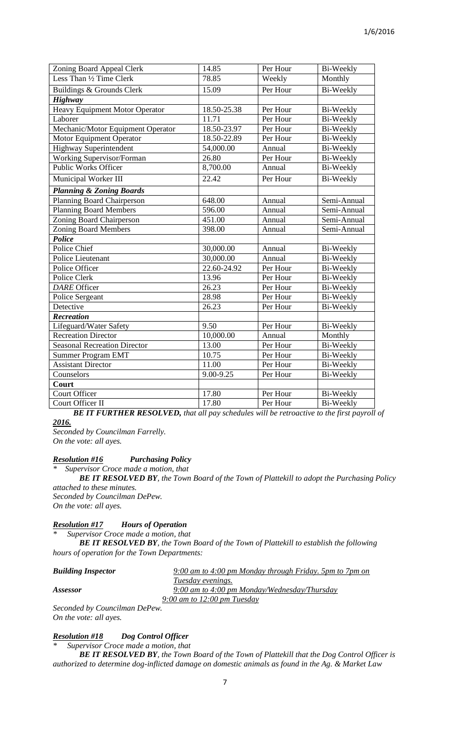| Zoning Board Appeal Clerk | 14.85 | Per Hour | Bi-Weekly |
|---|---|---|---|
| Less Than ½ Time Clerk | 78.85 | Weekly | Monthly |
| Buildings & Grounds Clerk | 15.09 | Per Hour | Bi-Weekly |
| ***Highway*** | | | |
| Heavy Equipment Motor Operator | 18.50-25.38 | Per Hour | Bi-Weekly |
| Laborer | 11.71 | Per Hour | Bi-Weekly |
| Mechanic/Motor Equipment Operator | 18.50-23.97 | Per Hour | Bi-Weekly |
| Motor Equipment Operator | 18.50-22.89 | Per Hour | Bi-Weekly |
| Highway Superintendent | 54,000.00 | Annual | Bi-Weekly |
| Working Supervisor/Forman | 26.80 | Per Hour | Bi-Weekly |
| Public Works Officer | 8,700.00 | Annual | Bi-Weekly |
| Municipal Worker III | 22.42 | Per Hour | Bi-Weekly |
| ***Planning & Zoning Boards*** | | | |
| Planning Board Chairperson | 648.00 | Annual | Semi-Annual |
| Planning Board Members | 596.00 | Annual | Semi-Annual |
| Zoning Board Chairperson | 451.00 | Annual | Semi-Annual |
| Zoning Board Members | 398.00 | Annual | Semi-Annual |
| ***Police*** | | | |
| Police Chief | 30,000.00 | Annual | Bi-Weekly |
| Police Lieutenant | 30,000.00 | Annual | Bi-Weekly |
| Police Officer | 22.60-24.92 | Per Hour | Bi-Weekly |
| Police Clerk | 13.96 | Per Hour | Bi-Weekly |
| *DARE* Officer | 26.23 | Per Hour | Bi-Weekly |
| Police Sergeant | 28.98 | Per Hour | Bi-Weekly |
| Detective | 26.23 | Per Hour | Bi-Weekly |
| ***Recreation*** | | | |
| Lifeguard/Water Safety | 9.50 | Per Hour | Bi-Weekly |
| Recreation Director | 10,000.00 | Annual | Monthly |
| Seasonal Recreation Director | 13.00 | Per Hour | Bi-Weekly |
| Summer Program EMT | 10.75 | Per Hour | Bi-Weekly |
| Assistant Director | 11.00 | Per Hour | Bi-Weekly |
| Counselors | 9.00-9.25 | Per Hour | Bi-Weekly |
| **Court** | | | |
| Court Officer | 17.80 | Per Hour | Bi-Weekly |
| Court Officer II | 17.80 | Per Hour | Bi-Weekly |

***BE IT FURTHER RESOLVED,*** *that all pay schedules will be retroactive to the first payroll of* ***2016.***

*Seconded by Councilman Farrelly.*
*On the vote: all ayes.*

***Resolution #16*** ***Purchasing Policy***

\* *Supervisor Croce made a motion, that*

***BE IT RESOLVED BY****, the Town Board of the Town of Plattekill to adopt the Purchasing Policy attached to these minutes.*

*Seconded by Councilman DePew.*
*On the vote: all ayes.*

***Resolution #17*** ***Hours of Operation***

\* *Supervisor Croce made a motion, that*

***BE IT RESOLVED BY****, the Town Board of the Town of Plattekill to establish the following hours of operation for the Town Departments:*

***Building Inspector*** *9:00 am to 4:00 pm Monday through Friday. 5pm to 7pm on Tuesday evenings.*

***Assessor*** *9:00 am to 4:00 pm Monday/Wednesday/Thursday*
*9:00 am to 12:00 pm Tuesday*

*Seconded by Councilman DePew.*
*On the vote: all ayes.*

***Resolution #18*** ***Dog Control Officer***

\* *Supervisor Croce made a motion, that*

***BE IT RESOLVED BY****, the Town Board of the Town of Plattekill that the Dog Control Officer is authorized to determine dog-inflicted damage on domestic animals as found in the Ag. & Market Law*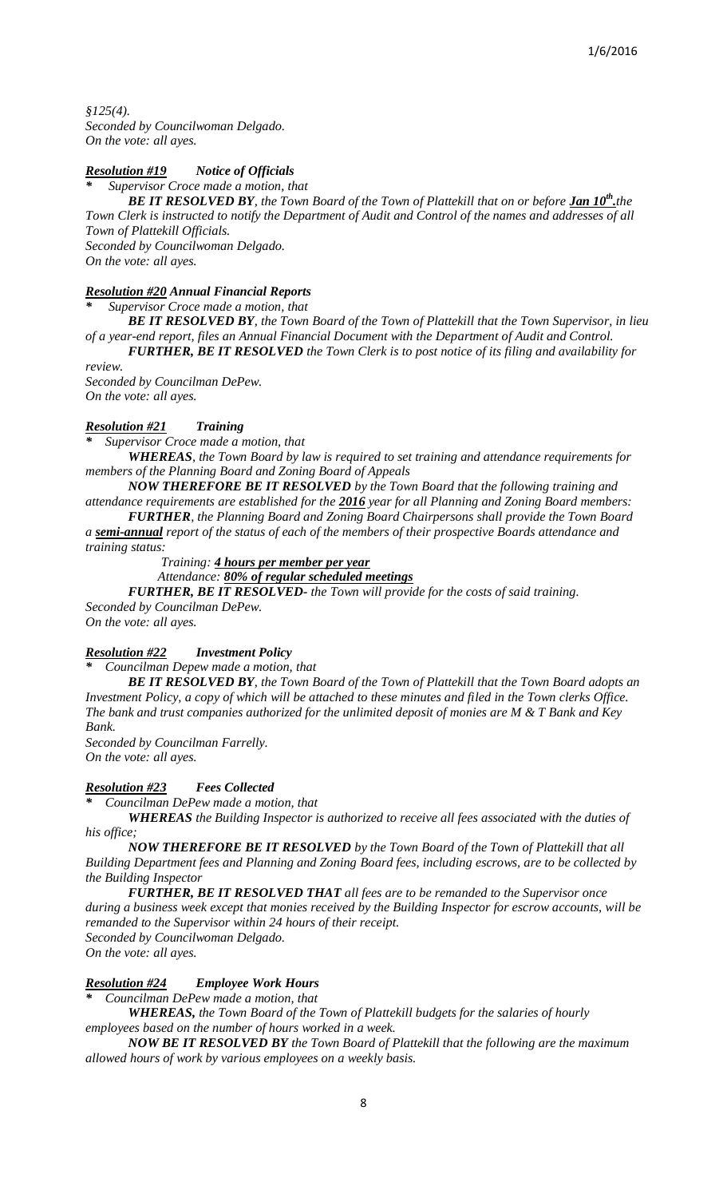*§125(4).*
*Seconded by Councilwoman Delgado.*
*On the vote: all ayes.*

***Resolution #19*** ***Notice of Officials***

*\* Supervisor Croce made a motion, that*

***BE IT RESOLVED BY****, the Town Board of the Town of Plattekill that on or before* ***Jan 10th.****the Town Clerk is instructed to notify the Department of Audit and Control of the names and addresses of all Town of Plattekill Officials.*
*Seconded by Councilwoman Delgado.*
*On the vote: all ayes.*

***Resolution #20*** ***Annual Financial Reports***

*\* Supervisor Croce made a motion, that*

***BE IT RESOLVED BY****, the Town Board of the Town of Plattekill that the Town Supervisor, in lieu of a year-end report, files an Annual Financial Document with the Department of Audit and Control.*

***FURTHER, BE IT RESOLVED*** *the Town Clerk is to post notice of its filing and availability for review.*
*Seconded by Councilman DePew.*
*On the vote: all ayes.*

***Resolution #21*** ***Training***

*\* Supervisor Croce made a motion, that*

***WHEREAS****, the Town Board by law is required to set training and attendance requirements for members of the Planning Board and Zoning Board of Appeals*

***NOW THEREFORE BE IT RESOLVED*** *by the Town Board that the following training and attendance requirements are established for the* ***2016*** *year for all Planning and Zoning Board members:*

***FURTHER****, the Planning Board and Zoning Board Chairpersons shall provide the Town Board a* ***semi-annual*** *report of the status of each of the members of their prospective Boards attendance and training status:*

*Training:* ***4 hours per member per year***
*Attendance:* ***80% of regular scheduled meetings***

***FURTHER, BE IT RESOLVED****- the Town will provide for the costs of said training.*
*Seconded by Councilman DePew.*
*On the vote: all ayes.*

***Resolution #22*** ***Investment Policy***

*\* Councilman Depew made a motion, that*

***BE IT RESOLVED BY****, the Town Board of the Town of Plattekill that the Town Board adopts an Investment Policy, a copy of which will be attached to these minutes and filed in the Town clerks Office. The bank and trust companies authorized for the unlimited deposit of monies are M & T Bank and Key Bank.*
*Seconded by Councilman Farrelly.*
*On the vote: all ayes.*

***Resolution #23*** ***Fees Collected***

*\* Councilman DePew made a motion, that*

***WHEREAS*** *the Building Inspector is authorized to receive all fees associated with the duties of his office;*

***NOW THEREFORE BE IT RESOLVED*** *by the Town Board of the Town of Plattekill that all Building Department fees and Planning and Zoning Board fees, including escrows, are to be collected by the Building Inspector*

***FURTHER, BE IT RESOLVED THAT*** *all fees are to be remanded to the Supervisor once during a business week except that monies received by the Building Inspector for escrow accounts, will be remanded to the Supervisor within 24 hours of their receipt.*
*Seconded by Councilwoman Delgado.*
*On the vote: all ayes.*

***Resolution #24*** ***Employee Work Hours***

*\* Councilman DePew made a motion, that*

***WHEREAS,*** *the Town Board of the Town of Plattekill budgets for the salaries of hourly employees based on the number of hours worked in a week.*

***NOW BE IT RESOLVED BY*** *the Town Board of Plattekill that the following are the maximum allowed hours of work by various employees on a weekly basis.*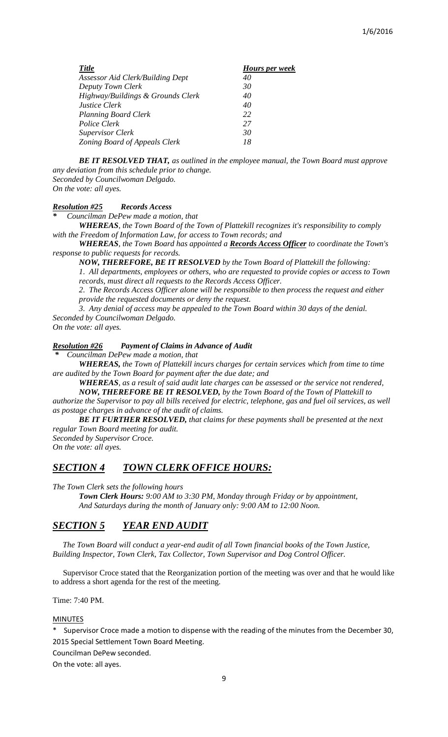| *Title* | *Hours per week* |
|---|---|
| *Assessor Aid Clerk/Building Dept* | *40* |
| *Deputy Town Clerk* | *30* |
| *Highway/Buildings & Grounds Clerk* | *40* |
| *Justice Clerk* | *40* |
| *Planning Board Clerk* | *22* |
| *Police Clerk* | *27* |
| *Supervisor Clerk* | *30* |
| *Zoning Board of Appeals Clerk* | *18* |

***BE IT RESOLVED THAT,*** *as outlined in the employee manual, the Town Board must approve any deviation from this schedule prior to change.*
*Seconded by Councilwoman Delgado.*
*On the vote: all ayes.*

***Resolution #25    Records Access***

*\* Councilman DePew made a motion, that*

***WHEREAS****, the Town Board of the Town of Plattekill recognizes it's responsibility to comply with the Freedom of Information Law, for access to Town records; and*

***WHEREAS****, the Town Board has appointed a* ***Records Access Officer*** *to coordinate the Town's response to public requests for records.*

***NOW, THEREFORE, BE IT RESOLVED*** *by the Town Board of Plattekill the following:*

1. *All departments, employees or others, who are requested to provide copies or access to Town records, must direct all requests to the Records Access Officer.*
2. *The Records Access Officer alone will be responsible to then process the request and either provide the requested documents or deny the request.*
3. *Any denial of access may be appealed to the Town Board within 30 days of the denial.*

*Seconded by Councilwoman Delgado.*
*On the vote: all ayes.*

***Resolution #26    Payment of Claims in Advance of Audit***

*\* Councilman DePew made a motion, that*

***WHEREAS,*** *the Town of Plattekill incurs charges for certain services which from time to time are audited by the Town Board for payment after the due date; and*

***WHEREAS****, as a result of said audit late charges can be assessed or the service not rendered,*

***NOW, THEREFORE BE IT RESOLVED,*** *by the Town Board of the Town of Plattekill to authorize the Supervisor to pay all bills received for electric, telephone, gas and fuel oil services, as well as postage charges in advance of the audit of claims.*

***BE IT FURTHER RESOLVED,*** *that claims for these payments shall be presented at the next regular Town Board meeting for audit.*
*Seconded by Supervisor Croce.*
*On the vote: all ayes.*

## *SECTION 4    TOWN CLERK OFFICE HOURS:*

*The Town Clerk sets the following hours*

***Town Clerk Hours:*** *9:00 AM to 3:30 PM, Monday through Friday or by appointment,*
*And Saturdays during the month of January only: 9:00 AM to 12:00 Noon.*

## *SECTION 5    YEAR END AUDIT*

*The Town Board will conduct a year-end audit of all Town financial books of the Town Justice, Building Inspector, Town Clerk, Tax Collector, Town Supervisor and Dog Control Officer.*

Supervisor Croce stated that the Reorganization portion of the meeting was over and that he would like to address a short agenda for the rest of the meeting.

Time: 7:40 PM.

MINUTES

\* Supervisor Croce made a motion to dispense with the reading of the minutes from the December 30, 2015 Special Settlement Town Board Meeting.

Councilman DePew seconded.

On the vote: all ayes.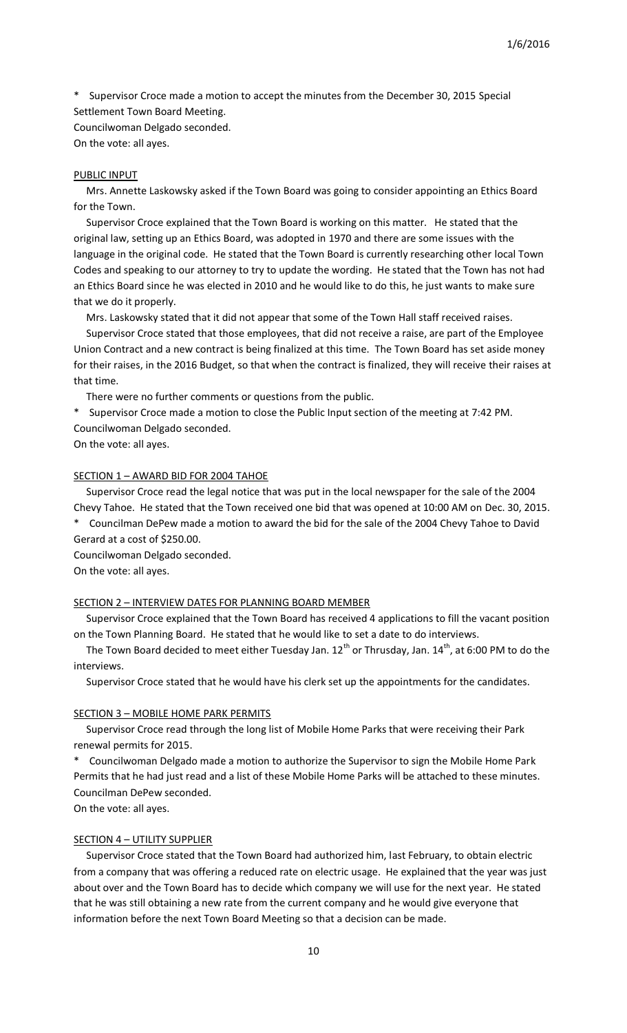* Supervisor Croce made a motion to accept the minutes from the December 30, 2015 Special Settlement Town Board Meeting.
Councilwoman Delgado seconded.
On the vote: all ayes.

PUBLIC INPUT

Mrs. Annette Laskowsky asked if the Town Board was going to consider appointing an Ethics Board for the Town.

Supervisor Croce explained that the Town Board is working on this matter. He stated that the original law, setting up an Ethics Board, was adopted in 1970 and there are some issues with the language in the original code. He stated that the Town Board is currently researching other local Town Codes and speaking to our attorney to try to update the wording. He stated that the Town has not had an Ethics Board since he was elected in 2010 and he would like to do this, he just wants to make sure that we do it properly.

Mrs. Laskowsky stated that it did not appear that some of the Town Hall staff received raises.

Supervisor Croce stated that those employees, that did not receive a raise, are part of the Employee Union Contract and a new contract is being finalized at this time. The Town Board has set aside money for their raises, in the 2016 Budget, so that when the contract is finalized, they will receive their raises at that time.

There were no further comments or questions from the public.

* Supervisor Croce made a motion to close the Public Input section of the meeting at 7:42 PM.
Councilwoman Delgado seconded.
On the vote: all ayes.

SECTION 1 – AWARD BID FOR 2004 TAHOE

Supervisor Croce read the legal notice that was put in the local newspaper for the sale of the 2004 Chevy Tahoe. He stated that the Town received one bid that was opened at 10:00 AM on Dec. 30, 2015.

* Councilman DePew made a motion to award the bid for the sale of the 2004 Chevy Tahoe to David Gerard at a cost of $250.00.
Councilwoman Delgado seconded.
On the vote: all ayes.

SECTION 2 – INTERVIEW DATES FOR PLANNING BOARD MEMBER

Supervisor Croce explained that the Town Board has received 4 applications to fill the vacant position on the Town Planning Board. He stated that he would like to set a date to do interviews.

The Town Board decided to meet either Tuesday Jan. 12th or Thursday, Jan. 14th, at 6:00 PM to do the interviews.

Supervisor Croce stated that he would have his clerk set up the appointments for the candidates.

SECTION 3 – MOBILE HOME PARK PERMITS

Supervisor Croce read through the long list of Mobile Home Parks that were receiving their Park renewal permits for 2015.

* Councilwoman Delgado made a motion to authorize the Supervisor to sign the Mobile Home Park Permits that he had just read and a list of these Mobile Home Parks will be attached to these minutes.
Councilman DePew seconded.
On the vote: all ayes.

SECTION 4 – UTILITY SUPPLIER

Supervisor Croce stated that the Town Board had authorized him, last February, to obtain electric from a company that was offering a reduced rate on electric usage. He explained that the year was just about over and the Town Board has to decide which company we will use for the next year. He stated that he was still obtaining a new rate from the current company and he would give everyone that information before the next Town Board Meeting so that a decision can be made.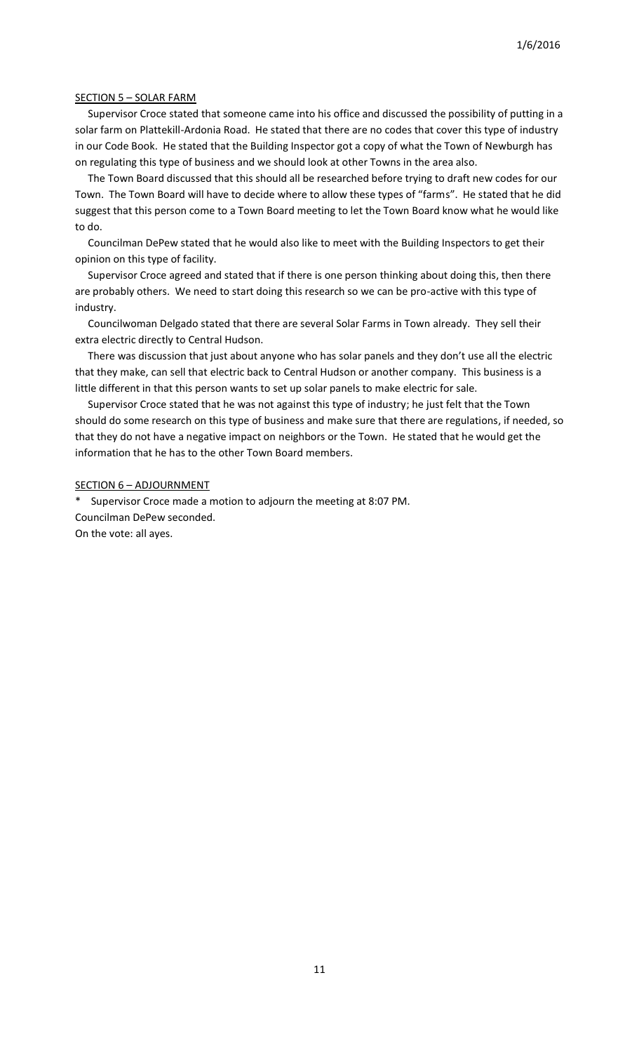SECTION 5 – SOLAR FARM

Supervisor Croce stated that someone came into his office and discussed the possibility of putting in a solar farm on Plattekill-Ardonia Road. He stated that there are no codes that cover this type of industry in our Code Book. He stated that the Building Inspector got a copy of what the Town of Newburgh has on regulating this type of business and we should look at other Towns in the area also.

The Town Board discussed that this should all be researched before trying to draft new codes for our Town. The Town Board will have to decide where to allow these types of "farms". He stated that he did suggest that this person come to a Town Board meeting to let the Town Board know what he would like to do.

Councilman DePew stated that he would also like to meet with the Building Inspectors to get their opinion on this type of facility.

Supervisor Croce agreed and stated that if there is one person thinking about doing this, then there are probably others. We need to start doing this research so we can be pro-active with this type of industry.

Councilwoman Delgado stated that there are several Solar Farms in Town already. They sell their extra electric directly to Central Hudson.

There was discussion that just about anyone who has solar panels and they don't use all the electric that they make, can sell that electric back to Central Hudson or another company. This business is a little different in that this person wants to set up solar panels to make electric for sale.

Supervisor Croce stated that he was not against this type of industry; he just felt that the Town should do some research on this type of business and make sure that there are regulations, if needed, so that they do not have a negative impact on neighbors or the Town. He stated that he would get the information that he has to the other Town Board members.

SECTION 6 – ADJOURNMENT

* Supervisor Croce made a motion to adjourn the meeting at 8:07 PM.

Councilman DePew seconded.

On the vote: all ayes.